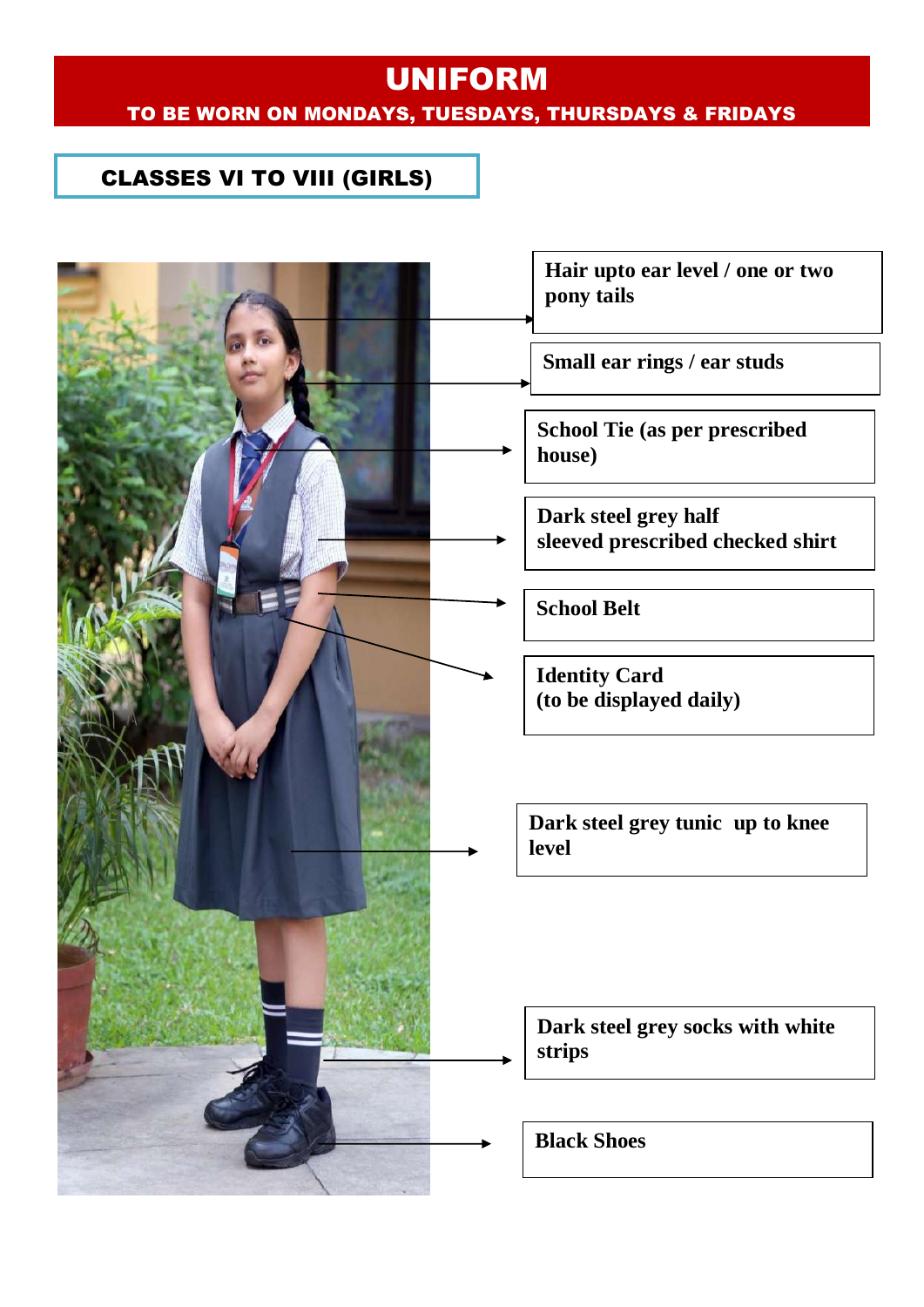# UNIFORM

**TO BE WORN ON MONDAYS, TUESDAYS, THURSDAYS & FRIDAYS**

## CLASSES VI TO VIII (GIRLS)

- **Hair upto ear level / one or two pony tails**
- **Small ear rings / ear studs**
- **School Tie (as per prescribed house)**
- **Dark steel grey half sleeved prescribed checked shirt**
- **School Belt**
- **Identity Card (to be displayed daily)**
- **Dark steel grey tunic up to knee level**
- **Dark steel grey socks with white strips**
- **Black Shoes**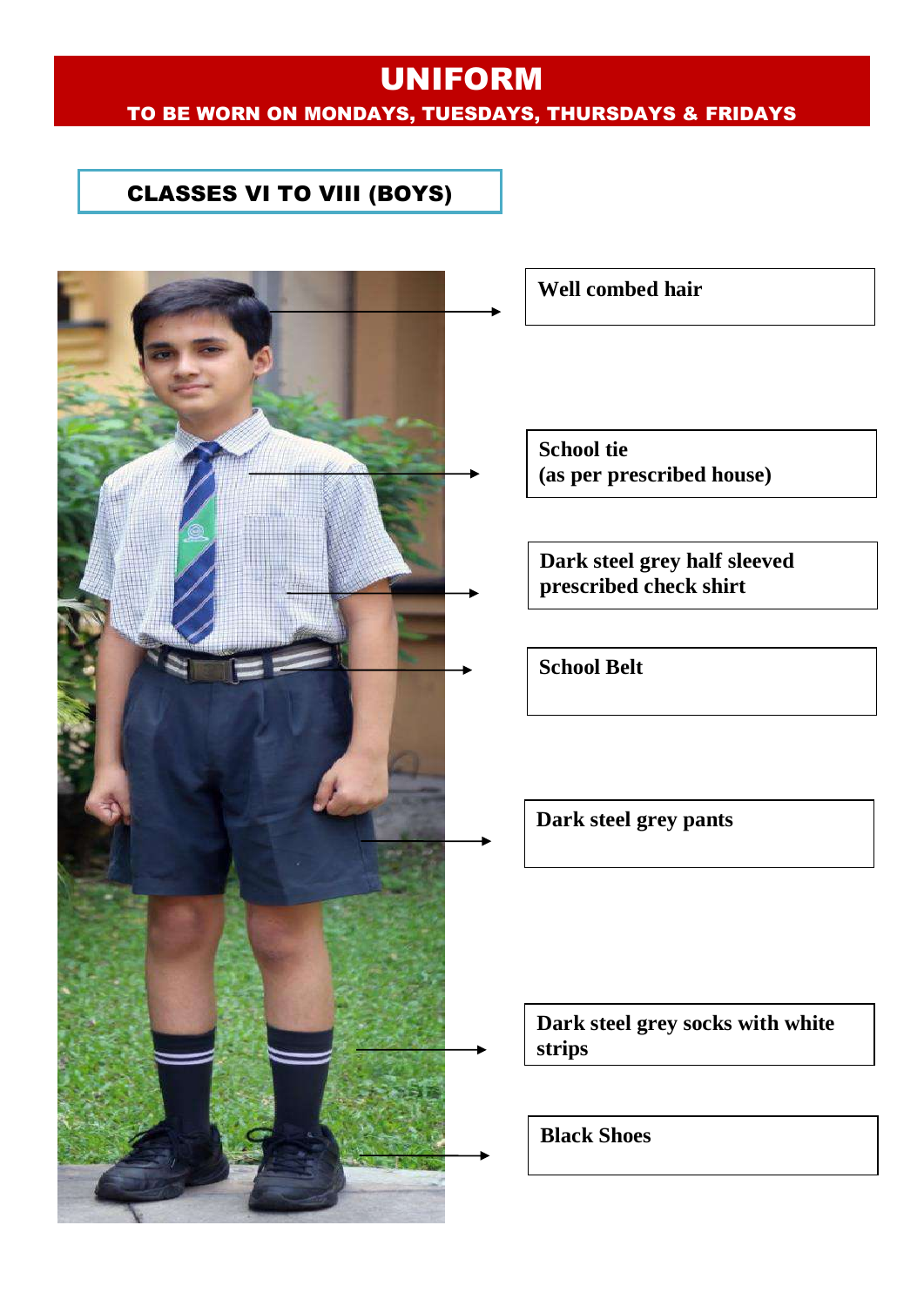# UNIFORM

**TO BE WORN ON MONDAYS, TUESDAYS, THURSDAYS & FRIDAYS**

## CLASSES VI TO VIII (BOYS)

**Well combed hair**

**School tie**
**(as per prescribed house)**

**Dark steel grey half sleeved prescribed check shirt**

**School Belt**

**Dark steel grey pants**

**Dark steel grey socks with white strips**

**Black Shoes**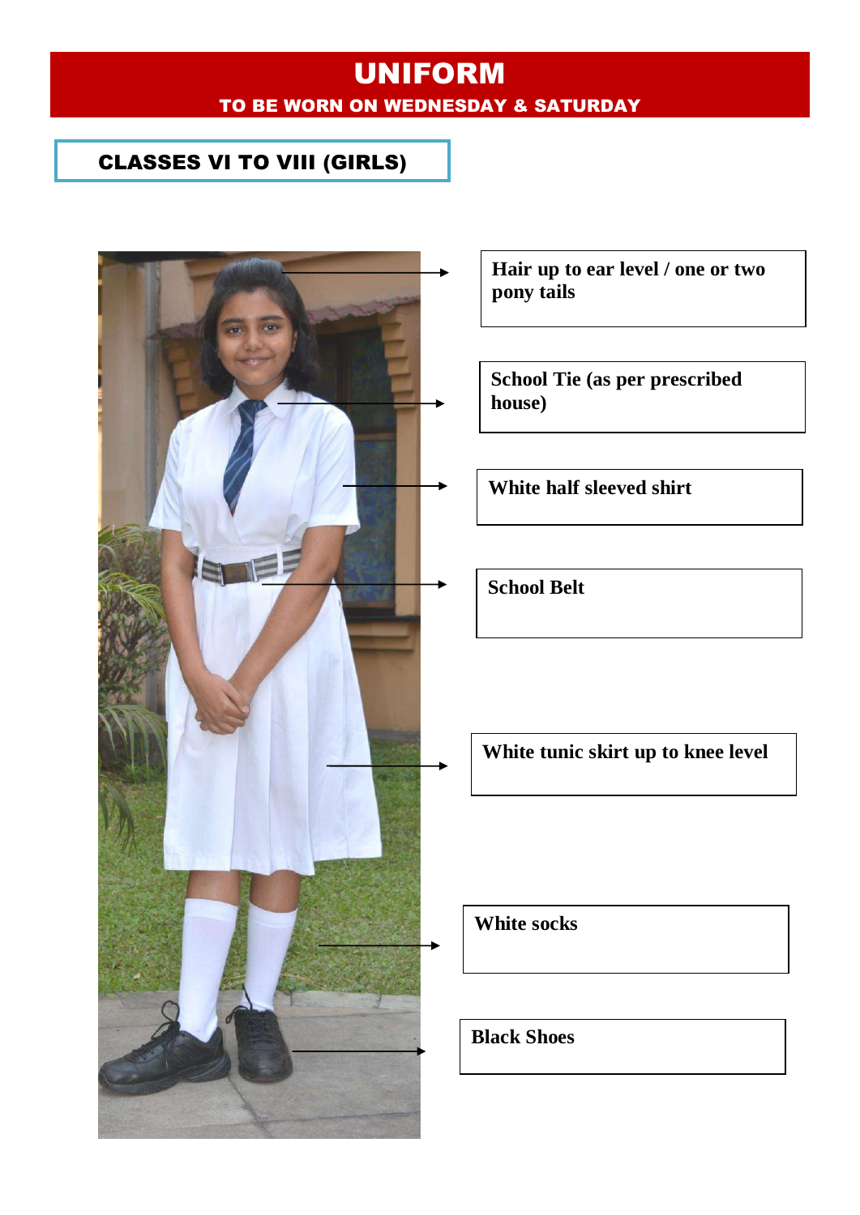# UNIFORM

**TO BE WORN ON WEDNESDAY & SATURDAY**

## CLASSES VI TO VIII (GIRLS)

- **Hair up to ear level / one or two pony tails**
- **School Tie (as per prescribed house)**
- **White half sleeved shirt**
- **School Belt**
- **White tunic skirt up to knee level**
- **White socks**
- **Black Shoes**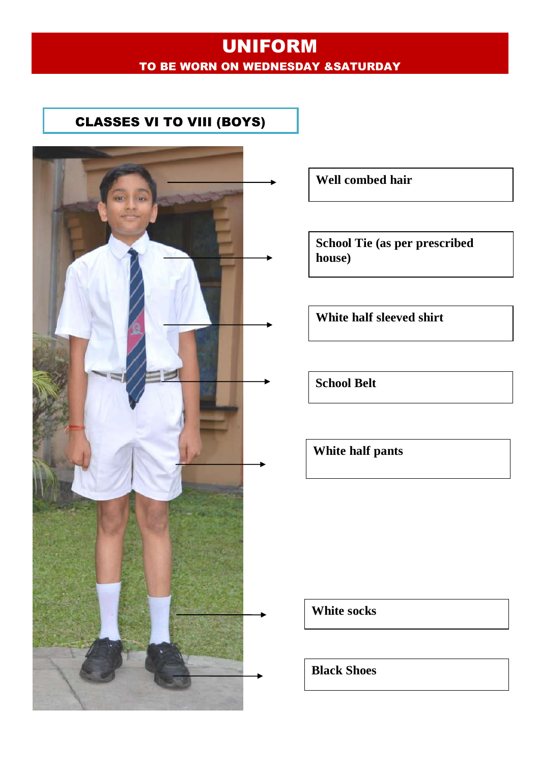# UNIFORM

## TO BE WORN ON WEDNESDAY &SATURDAY

### CLASSES VI TO VIII (BOYS)

**Well combed hair**

**School Tie (as per prescribed house)**

**White half sleeved shirt**

**School Belt**

**White half pants**

**White socks**

**Black Shoes**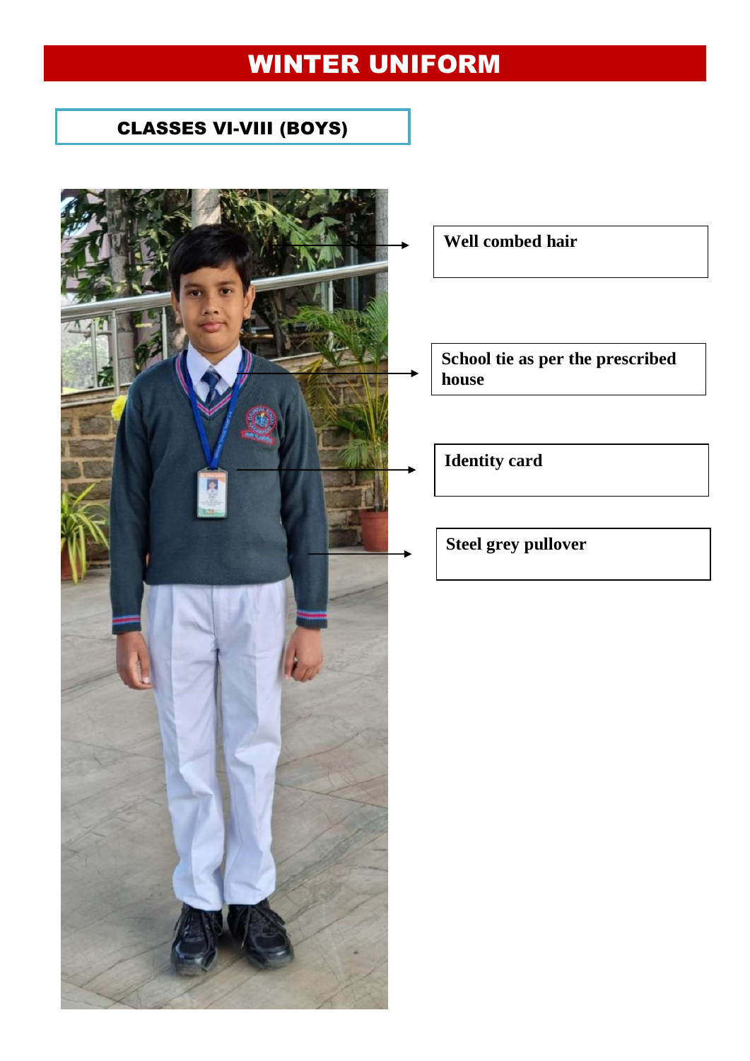# WINTER UNIFORM

## CLASSES VI-VIII (BOYS)

**Well combed hair**

**School tie as per the prescribed house**

**Identity card**

**Steel grey pullover**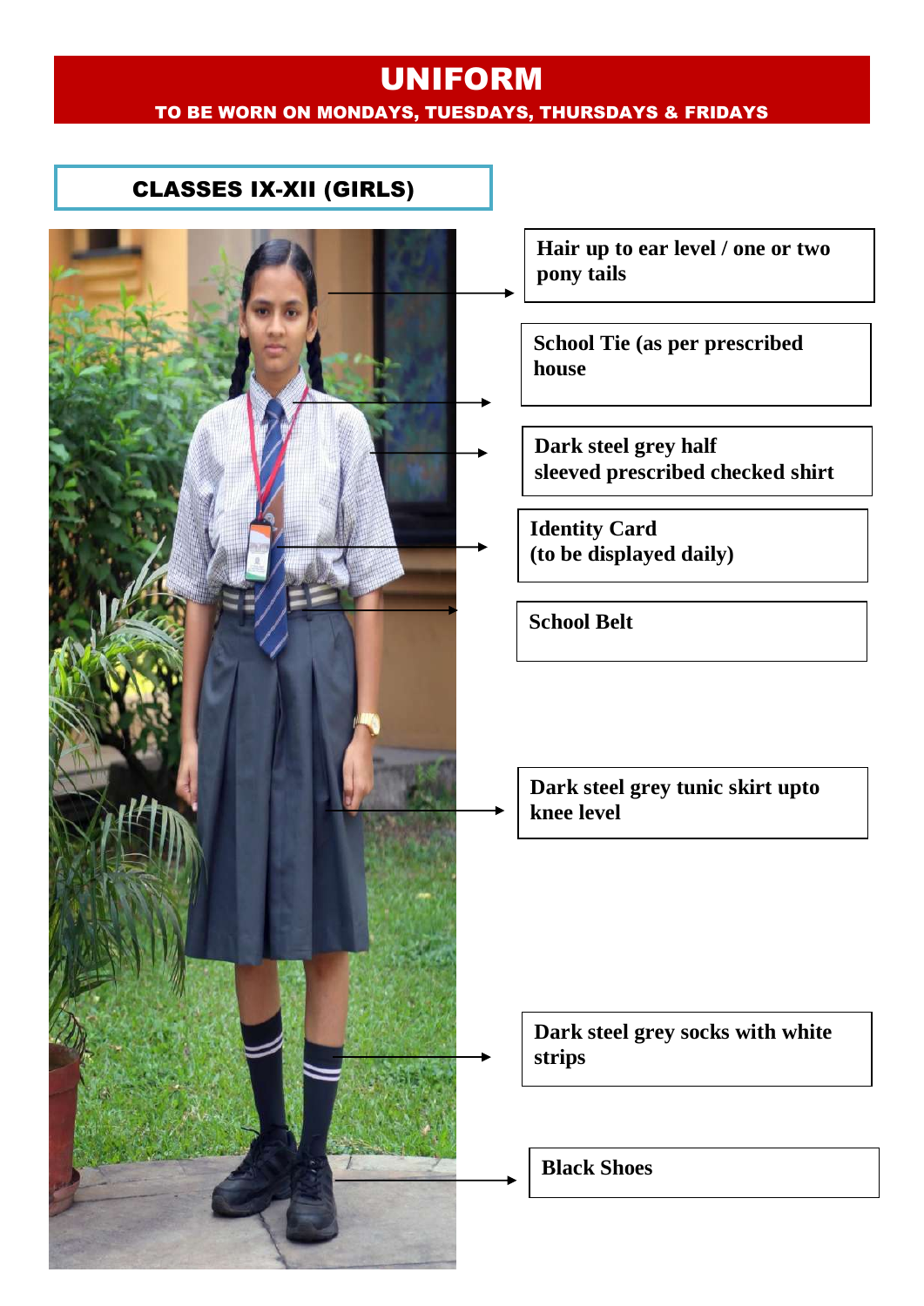# UNIFORM

**TO BE WORN ON MONDAYS, TUESDAYS, THURSDAYS & FRIDAYS**

## CLASSES IX-XII (GIRLS)

- **Hair up to ear level / one or two pony tails**
- **School Tie (as per prescribed house**
- **Dark steel grey half sleeved prescribed checked shirt**
- **Identity Card (to be displayed daily)**
- **School Belt**
- **Dark steel grey tunic skirt upto knee level**
- **Dark steel grey socks with white strips**
- **Black Shoes**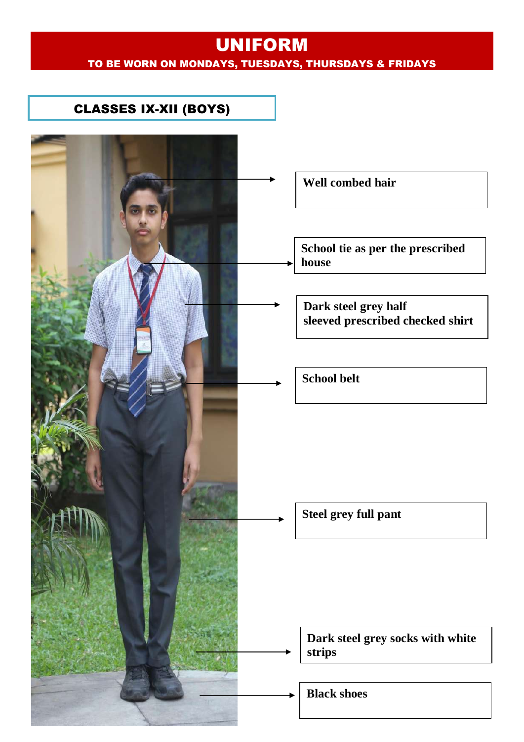# UNIFORM

**TO BE WORN ON MONDAYS, TUESDAYS, THURSDAYS & FRIDAYS**

## CLASSES IX-XII (BOYS)

- **Well combed hair**
- **School tie as per the prescribed house**
- **Dark steel grey half sleeved prescribed checked shirt**
- **School belt**
- **Steel grey full pant**
- **Dark steel grey socks with white strips**
- **Black shoes**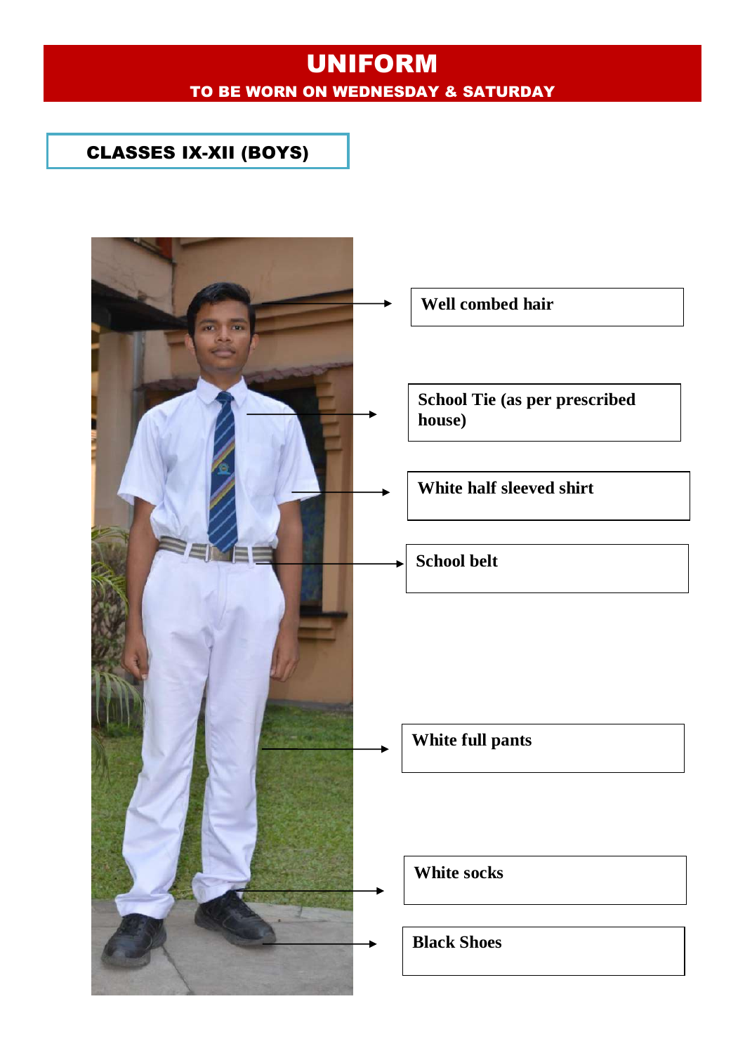# UNIFORM

## TO BE WORN ON WEDNESDAY & SATURDAY

### CLASSES IX-XII (BOYS)

- **Well combed hair**
- **School Tie (as per prescribed house)**
- **White half sleeved shirt**
- **School belt**
- **White full pants**
- **White socks**
- **Black Shoes**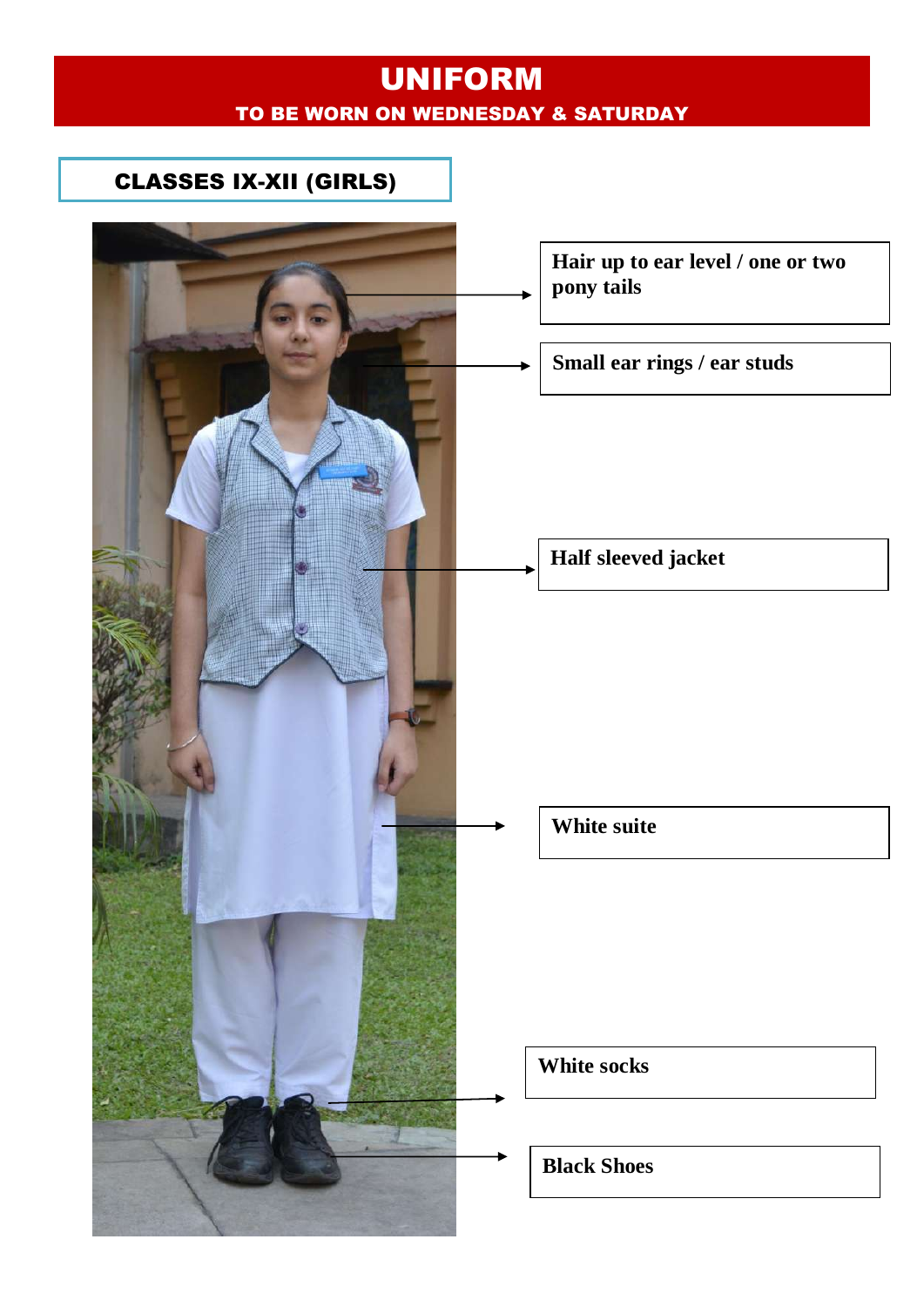# UNIFORM

## TO BE WORN ON WEDNESDAY & SATURDAY

### CLASSES IX-XII (GIRLS)

**Hair up to ear level / one or two pony tails**

**Small ear rings / ear studs**

**Half sleeved jacket**

**White suite**

**White socks**

**Black Shoes**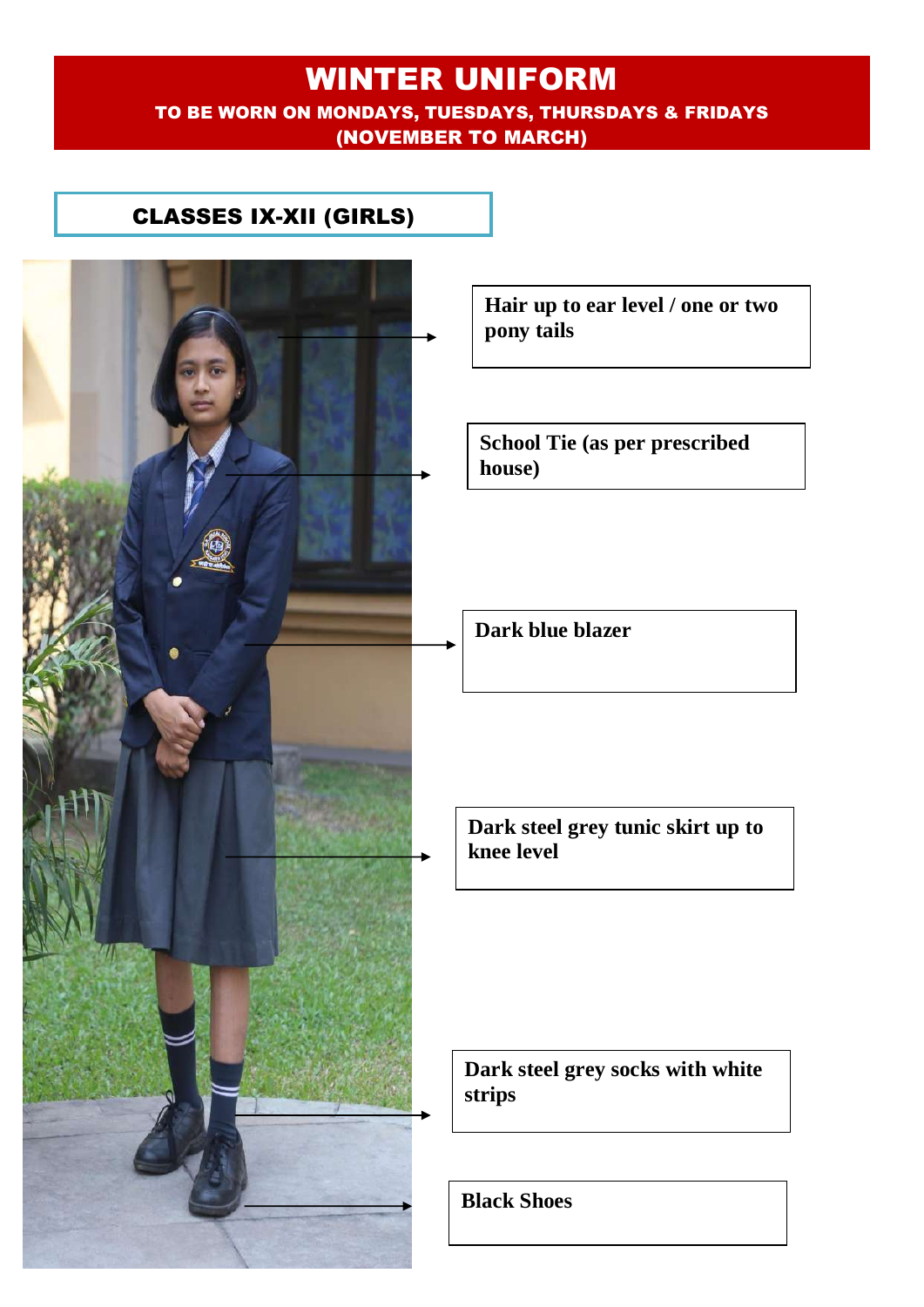# WINTER UNIFORM

**TO BE WORN ON MONDAYS, TUESDAYS, THURSDAYS & FRIDAYS**
**(NOVEMBER TO MARCH)**

## CLASSES IX-XII (GIRLS)

**Hair up to ear level / one or two pony tails**

**School Tie (as per prescribed house)**

**Dark blue blazer**

**Dark steel grey tunic skirt up to knee level**

**Dark steel grey socks with white strips**

**Black Shoes**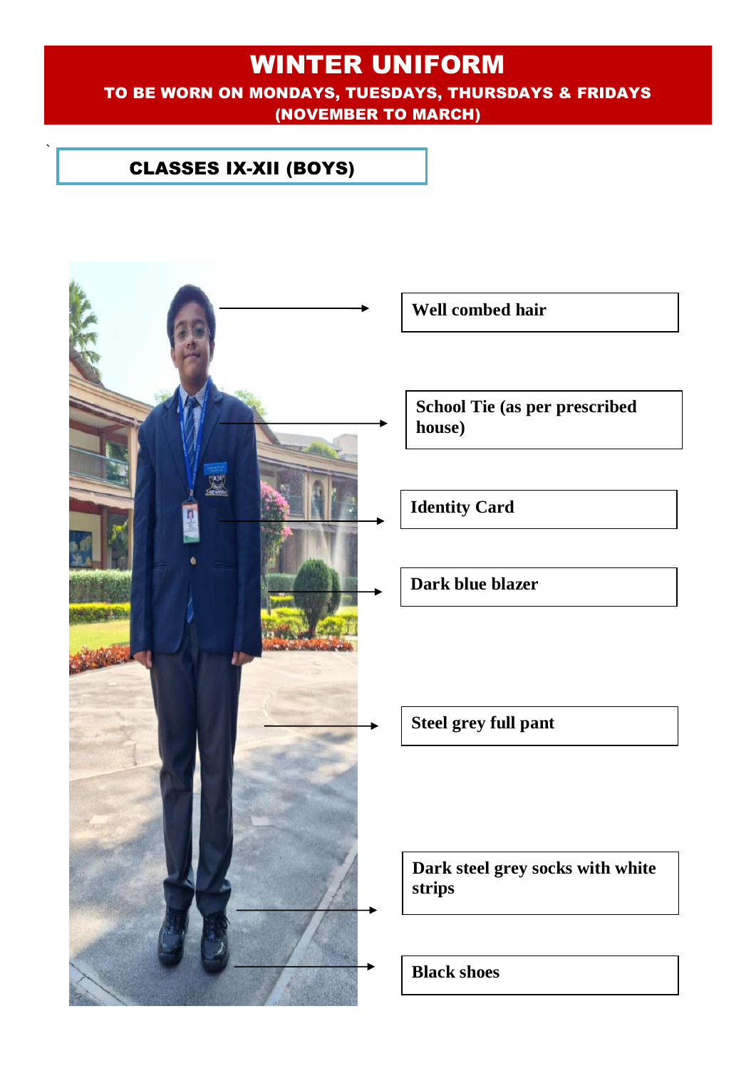# WINTER UNIFORM

**TO BE WORN ON MONDAYS, TUESDAYS, THURSDAYS & FRIDAYS**

**(NOVEMBER TO MARCH)**

## CLASSES IX-XII (BOYS)

**Well combed hair**

**School Tie (as per prescribed house)**

**Identity Card**

**Dark blue blazer**

**Steel grey full pant**

**Dark steel grey socks with white strips**

**Black shoes**